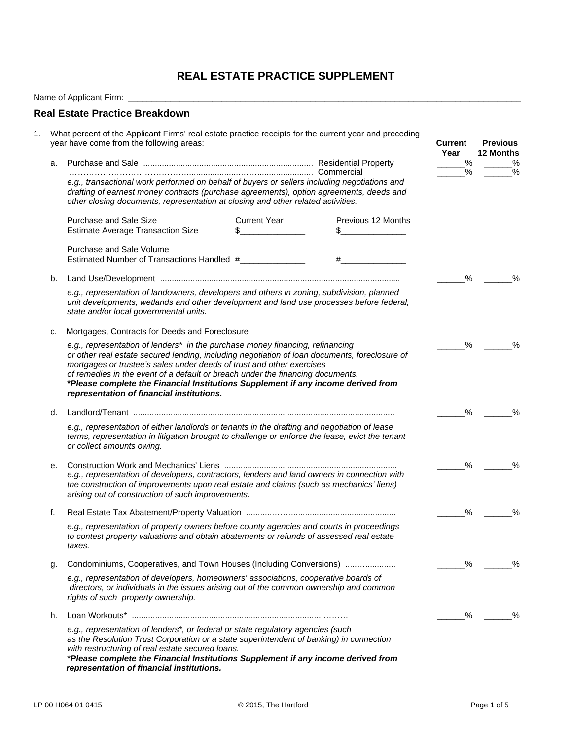# REAL ESTATE PRACTICE SUPPLEMENT

Name of Applicant Firm: ______________________________________________________________________________

## Real Estate Practice Breakdown

1. What percent of the Applicant Firms' real estate practice receipts for the current year and preceding year have come from the following areas:

| | | Current Year | Previous 12 Months |
|---|---|---|---|
| a. | Purchase and Sale ........................................................................ Residential Property | ______% | ______% |
| | ……………………………………...........................…......................... Commercial | ______% | ______% |

*e.g., transactional work performed on behalf of buyers or sellers including negotiations and drafting of earnest money contracts (purchase agreements), option agreements, deeds and other closing documents, representation at closing and other related activities.*

| | Current Year | Previous 12 Months |
|---|---|---|
| Purchase and Sale Size<br>Estimate Average Transaction Size | $______________ | $______________ |
| Purchase and Sale Volume<br>Estimated Number of Transactions Handled | #______________ | #______________ |

| | | Current Year | Previous 12 Months |
|---|---|---|---|
| b. | Land Use/Development ......................................................................................................<br>*e.g., representation of landowners, developers and others in zoning, subdivision, planned unit developments, wetlands and other development and land use processes before federal, state and/or local governmental units.* | ______% | ______% |
| c. | Mortgages, Contracts for Deeds and Foreclosure<br>*e.g., representation of lenders\* in the purchase money financing, refinancing or other real estate secured lending, including negotiation of loan documents, foreclosure of mortgages or trustee's sales under deeds of trust and other exercises of remedies in the event of a default or breach under the financing documents.*<br>***Please complete the Financial Institutions Supplement if any income derived from representation of financial institutions.** | ______% | ______% |
| d. | Landlord/Tenant ..............................................................................................................<br>*e.g., representation of either landlords or tenants in the drafting and negotiation of lease terms, representation in litigation brought to challenge or enforce the lease, evict the tenant or collect amounts owing.* | ______% | ______% |
| e. | Construction Work and Mechanics' Liens ..........................................................................<br>*e.g., representation of developers, contractors, lenders and land owners in connection with the construction of improvements upon real estate and claims (such as mechanics' liens) arising out of construction of such improvements.* | ______% | ______% |
| f. | Real Estate Tax Abatement/Property Valuation ............……...........................................<br>*e.g., representation of property owners before county agencies and courts in proceedings to contest property valuations and obtain abatements or refunds of assessed real estate taxes.* | ______% | ______% |
| g. | Condominiums, Cooperatives, and Town Houses (Including Conversions) .....….............<br>*e.g., representation of developers, homeowners' associations, cooperative boards of directors, or individuals in the issues arising out of the common ownership and common rights of such property ownership.* | ______% | ______% |
| h. | Loan Workouts* ...........................................................................………<br>*e.g., representation of lenders\*, or federal or state regulatory agencies (such as the Resolution Trust Corporation or a state superintendent of banking) in connection with restructuring of real estate secured loans.*<br>\****Please complete the Financial Institutions Supplement if any income derived from representation of financial institutions.*** | ______% | ______% |

LP 00 H064 01 0415 © 2015, The Hartford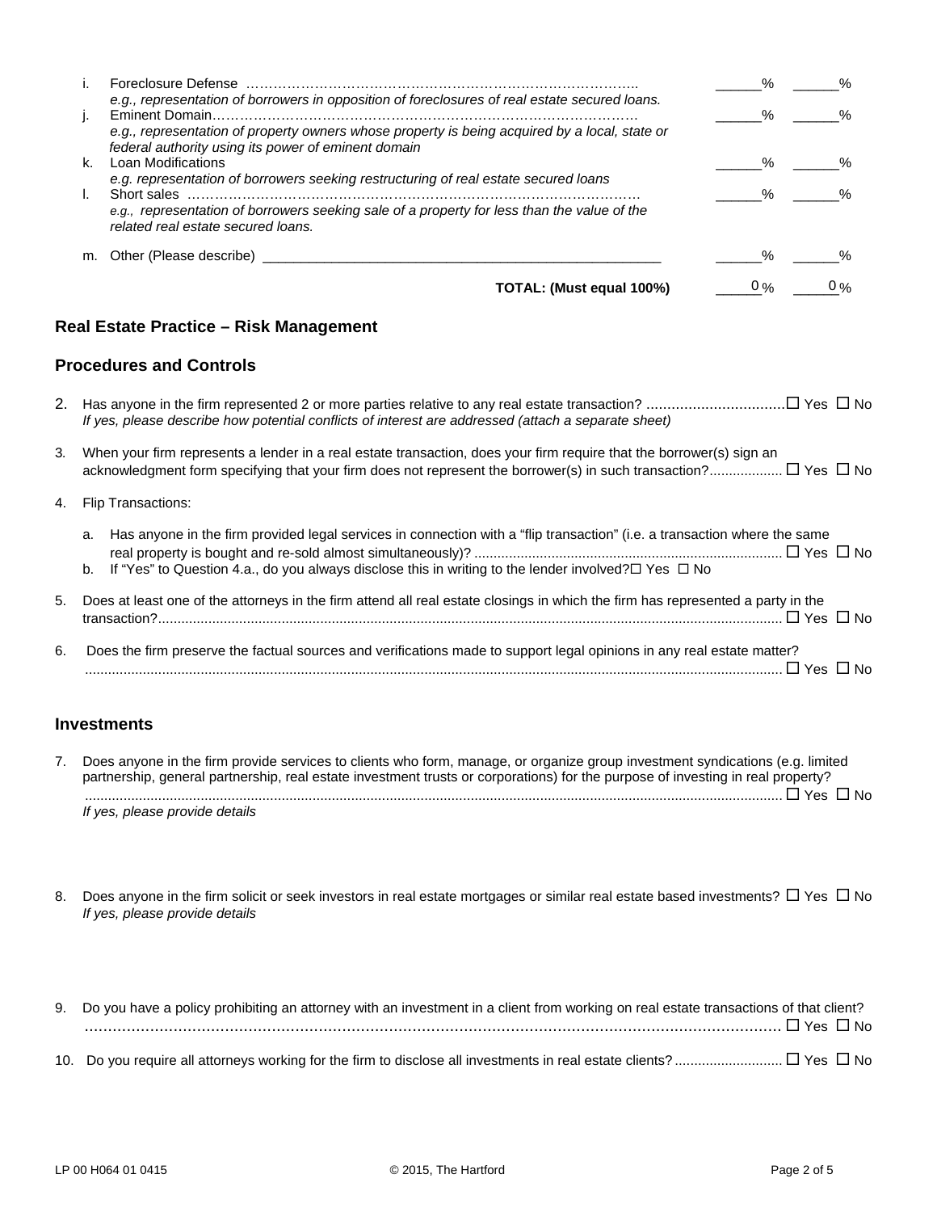| | | | |
|---|---|---|---|
| i. | Foreclosure Defense ………………………………………………………………………….. *e.g., representation of borrowers in opposition of foreclosures of real estate secured loans.* | ______% | ______% |
| j. | Eminent Domain…………………………………………………………………………… *e.g., representation of property owners whose property is being acquired by a local, state or federal authority using its power of eminent domain* | ______% | ______% |
| k. | Loan Modifications *e.g. representation of borrowers seeking restructuring of real estate secured loans* | ______% | ______% |
| l. | Short sales …………………………………………………………………………………… *e.g., representation of borrowers seeking sale of a property for less than the value of the related real estate secured loans.* | ______% | ______% |
| m. | Other (Please describe) ____________________________________________________ | ______% | ______% |
| | **TOTAL: (Must equal 100%)** | 0 % | 0 % |

## Real Estate Practice – Risk Management

### Procedures and Controls

2. Has anyone in the firm represented 2 or more parties relative to any real estate transaction? ................................ ☐ Yes ☐ No
   *If yes, please describe how potential conflicts of interest are addressed (attach a separate sheet)*

3. When your firm represents a lender in a real estate transaction, does your firm require that the borrower(s) sign an acknowledgment form specifying that your firm does not represent the borrower(s) in such transaction?.................. ☐ Yes ☐ No

4. Flip Transactions:

   a. Has anyone in the firm provided legal services in connection with a "flip transaction" (i.e. a transaction where the same real property is bought and re-sold almost simultaneously)? ............................................................................... ☐ Yes ☐ No
   b. If "Yes" to Question 4.a., do you always disclose this in writing to the lender involved? ☐ Yes ☐ No

5. Does at least one of the attorneys in the firm attend all real estate closings in which the firm has represented a party in the transaction?................................................................................................................................................ ☐ Yes ☐ No

6. Does the firm preserve the factual sources and verifications made to support legal opinions in any real estate matter? ................................................................................................................................................................ ☐ Yes ☐ No

### Investments

7. Does anyone in the firm provide services to clients who form, manage, or organize group investment syndications (e.g. limited partnership, general partnership, real estate investment trusts or corporations) for the purpose of investing in real property? ................................................................................................................................................................ ☐ Yes ☐ No
   *If yes, please provide details*

8. Does anyone in the firm solicit or seek investors in real estate mortgages or similar real estate based investments? ☐ Yes ☐ No
   *If yes, please provide details*

9. Do you have a policy prohibiting an attorney with an investment in a client from working on real estate transactions of that client? ................................................................................................................................ ☐ Yes ☐ No

10. Do you require all attorneys working for the firm to disclose all investments in real estate clients? ........................... ☐ Yes ☐ No

LP 00 H064 01 0415 © 2015, The Hartford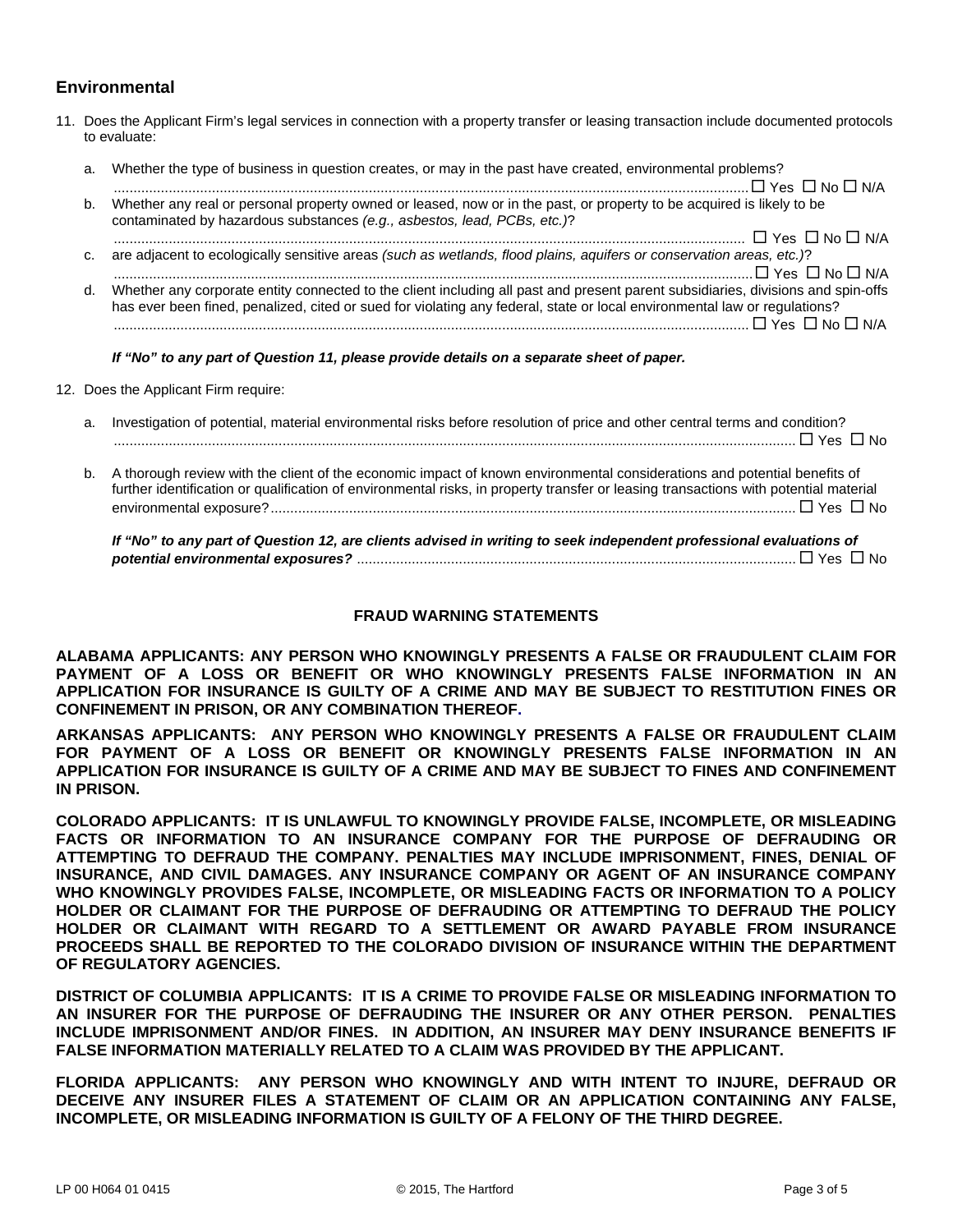## Environmental

11. Does the Applicant Firm's legal services in connection with a property transfer or leasing transaction include documented protocols to evaluate:

    a. Whether the type of business in question creates, or may in the past have created, environmental problems? ☐ Yes ☐ No ☐ N/A

    b. Whether any real or personal property owned or leased, now or in the past, or property to be acquired is likely to be contaminated by hazardous substances *(e.g., asbestos, lead, PCBs, etc.)*? ☐ Yes ☐ No ☐ N/A

    c. are adjacent to ecologically sensitive areas *(such as wetlands, flood plains, aquifers or conservation areas, etc.)*? ☐ Yes ☐ No ☐ N/A

    d. Whether any corporate entity connected to the client including all past and present parent subsidiaries, divisions and spin-offs has ever been fined, penalized, cited or sued for violating any federal, state or local environmental law or regulations? ☐ Yes ☐ No ☐ N/A

    ***If "No" to any part of Question 11, please provide details on a separate sheet of paper.***

12. Does the Applicant Firm require:

    a. Investigation of potential, material environmental risks before resolution of price and other central terms and condition? ☐ Yes ☐ No

    b. A thorough review with the client of the economic impact of known environmental considerations and potential benefits of further identification or qualification of environmental risks, in property transfer or leasing transactions with potential material environmental exposure? ☐ Yes ☐ No

    ***If "No" to any part of Question 12, are clients advised in writing to seek independent professional evaluations of potential environmental exposures?*** ☐ Yes ☐ No

### FRAUD WARNING STATEMENTS

**ALABAMA APPLICANTS: ANY PERSON WHO KNOWINGLY PRESENTS A FALSE OR FRAUDULENT CLAIM FOR PAYMENT OF A LOSS OR BENEFIT OR WHO KNOWINGLY PRESENTS FALSE INFORMATION IN AN APPLICATION FOR INSURANCE IS GUILTY OF A CRIME AND MAY BE SUBJECT TO RESTITUTION FINES OR CONFINEMENT IN PRISON, OR ANY COMBINATION THEREOF.**

**ARKANSAS APPLICANTS: ANY PERSON WHO KNOWINGLY PRESENTS A FALSE OR FRAUDULENT CLAIM FOR PAYMENT OF A LOSS OR BENEFIT OR KNOWINGLY PRESENTS FALSE INFORMATION IN AN APPLICATION FOR INSURANCE IS GUILTY OF A CRIME AND MAY BE SUBJECT TO FINES AND CONFINEMENT IN PRISON.**

**COLORADO APPLICANTS: IT IS UNLAWFUL TO KNOWINGLY PROVIDE FALSE, INCOMPLETE, OR MISLEADING FACTS OR INFORMATION TO AN INSURANCE COMPANY FOR THE PURPOSE OF DEFRAUDING OR ATTEMPTING TO DEFRAUD THE COMPANY. PENALTIES MAY INCLUDE IMPRISONMENT, FINES, DENIAL OF INSURANCE, AND CIVIL DAMAGES. ANY INSURANCE COMPANY OR AGENT OF AN INSURANCE COMPANY WHO KNOWINGLY PROVIDES FALSE, INCOMPLETE, OR MISLEADING FACTS OR INFORMATION TO A POLICY HOLDER OR CLAIMANT FOR THE PURPOSE OF DEFRAUDING OR ATTEMPTING TO DEFRAUD THE POLICY HOLDER OR CLAIMANT WITH REGARD TO A SETTLEMENT OR AWARD PAYABLE FROM INSURANCE PROCEEDS SHALL BE REPORTED TO THE COLORADO DIVISION OF INSURANCE WITHIN THE DEPARTMENT OF REGULATORY AGENCIES.**

**DISTRICT OF COLUMBIA APPLICANTS: IT IS A CRIME TO PROVIDE FALSE OR MISLEADING INFORMATION TO AN INSURER FOR THE PURPOSE OF DEFRAUDING THE INSURER OR ANY OTHER PERSON. PENALTIES INCLUDE IMPRISONMENT AND/OR FINES. IN ADDITION, AN INSURER MAY DENY INSURANCE BENEFITS IF FALSE INFORMATION MATERIALLY RELATED TO A CLAIM WAS PROVIDED BY THE APPLICANT.**

**FLORIDA APPLICANTS: ANY PERSON WHO KNOWINGLY AND WITH INTENT TO INJURE, DEFRAUD OR DECEIVE ANY INSURER FILES A STATEMENT OF CLAIM OR AN APPLICATION CONTAINING ANY FALSE, INCOMPLETE, OR MISLEADING INFORMATION IS GUILTY OF A FELONY OF THE THIRD DEGREE.**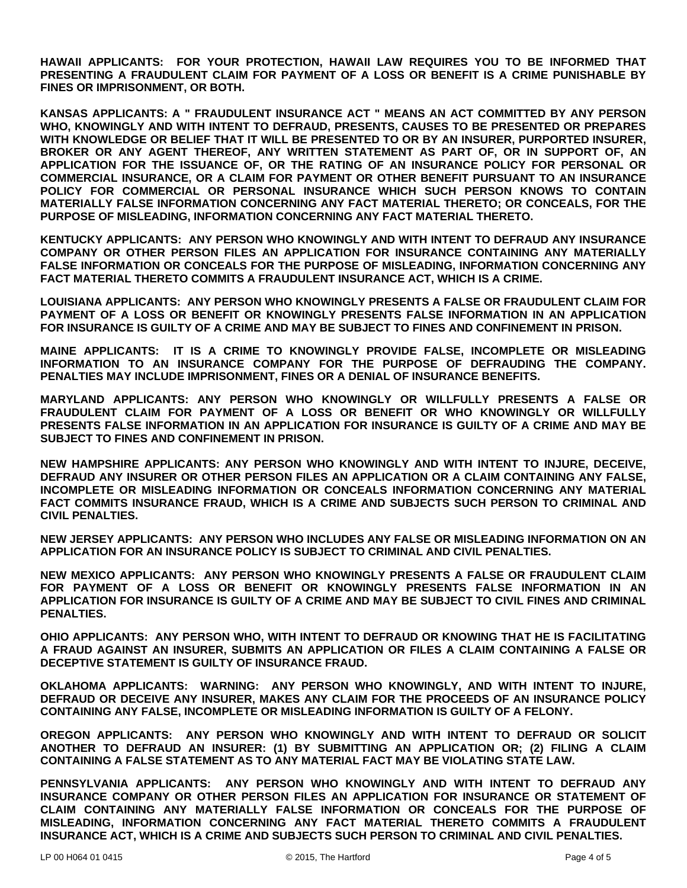**HAWAII APPLICANTS: FOR YOUR PROTECTION, HAWAII LAW REQUIRES YOU TO BE INFORMED THAT PRESENTING A FRAUDULENT CLAIM FOR PAYMENT OF A LOSS OR BENEFIT IS A CRIME PUNISHABLE BY FINES OR IMPRISONMENT, OR BOTH.**

**KANSAS APPLICANTS: A " FRAUDULENT INSURANCE ACT " MEANS AN ACT COMMITTED BY ANY PERSON WHO, KNOWINGLY AND WITH INTENT TO DEFRAUD, PRESENTS, CAUSES TO BE PRESENTED OR PREPARES WITH KNOWLEDGE OR BELIEF THAT IT WILL BE PRESENTED TO OR BY AN INSURER, PURPORTED INSURER, BROKER OR ANY AGENT THEREOF, ANY WRITTEN STATEMENT AS PART OF, OR IN SUPPORT OF, AN APPLICATION FOR THE ISSUANCE OF, OR THE RATING OF AN INSURANCE POLICY FOR PERSONAL OR COMMERCIAL INSURANCE, OR A CLAIM FOR PAYMENT OR OTHER BENEFIT PURSUANT TO AN INSURANCE POLICY FOR COMMERCIAL OR PERSONAL INSURANCE WHICH SUCH PERSON KNOWS TO CONTAIN MATERIALLY FALSE INFORMATION CONCERNING ANY FACT MATERIAL THERETO; OR CONCEALS, FOR THE PURPOSE OF MISLEADING, INFORMATION CONCERNING ANY FACT MATERIAL THERETO.**

**KENTUCKY APPLICANTS: ANY PERSON WHO KNOWINGLY AND WITH INTENT TO DEFRAUD ANY INSURANCE COMPANY OR OTHER PERSON FILES AN APPLICATION FOR INSURANCE CONTAINING ANY MATERIALLY FALSE INFORMATION OR CONCEALS FOR THE PURPOSE OF MISLEADING, INFORMATION CONCERNING ANY FACT MATERIAL THERETO COMMITS A FRAUDULENT INSURANCE ACT, WHICH IS A CRIME.**

**LOUISIANA APPLICANTS: ANY PERSON WHO KNOWINGLY PRESENTS A FALSE OR FRAUDULENT CLAIM FOR PAYMENT OF A LOSS OR BENEFIT OR KNOWINGLY PRESENTS FALSE INFORMATION IN AN APPLICATION FOR INSURANCE IS GUILTY OF A CRIME AND MAY BE SUBJECT TO FINES AND CONFINEMENT IN PRISON.**

**MAINE APPLICANTS: IT IS A CRIME TO KNOWINGLY PROVIDE FALSE, INCOMPLETE OR MISLEADING INFORMATION TO AN INSURANCE COMPANY FOR THE PURPOSE OF DEFRAUDING THE COMPANY. PENALTIES MAY INCLUDE IMPRISONMENT, FINES OR A DENIAL OF INSURANCE BENEFITS.**

**MARYLAND APPLICANTS: ANY PERSON WHO KNOWINGLY OR WILLFULLY PRESENTS A FALSE OR FRAUDULENT CLAIM FOR PAYMENT OF A LOSS OR BENEFIT OR WHO KNOWINGLY OR WILLFULLY PRESENTS FALSE INFORMATION IN AN APPLICATION FOR INSURANCE IS GUILTY OF A CRIME AND MAY BE SUBJECT TO FINES AND CONFINEMENT IN PRISON.**

**NEW HAMPSHIRE APPLICANTS: ANY PERSON WHO KNOWINGLY AND WITH INTENT TO INJURE, DECEIVE, DEFRAUD ANY INSURER OR OTHER PERSON FILES AN APPLICATION OR A CLAIM CONTAINING ANY FALSE, INCOMPLETE OR MISLEADING INFORMATION OR CONCEALS INFORMATION CONCERNING ANY MATERIAL FACT COMMITS INSURANCE FRAUD, WHICH IS A CRIME AND SUBJECTS SUCH PERSON TO CRIMINAL AND CIVIL PENALTIES.**

**NEW JERSEY APPLICANTS: ANY PERSON WHO INCLUDES ANY FALSE OR MISLEADING INFORMATION ON AN APPLICATION FOR AN INSURANCE POLICY IS SUBJECT TO CRIMINAL AND CIVIL PENALTIES.**

**NEW MEXICO APPLICANTS: ANY PERSON WHO KNOWINGLY PRESENTS A FALSE OR FRAUDULENT CLAIM FOR PAYMENT OF A LOSS OR BENEFIT OR KNOWINGLY PRESENTS FALSE INFORMATION IN AN APPLICATION FOR INSURANCE IS GUILTY OF A CRIME AND MAY BE SUBJECT TO CIVIL FINES AND CRIMINAL PENALTIES.**

**OHIO APPLICANTS: ANY PERSON WHO, WITH INTENT TO DEFRAUD OR KNOWING THAT HE IS FACILITATING A FRAUD AGAINST AN INSURER, SUBMITS AN APPLICATION OR FILES A CLAIM CONTAINING A FALSE OR DECEPTIVE STATEMENT IS GUILTY OF INSURANCE FRAUD.**

**OKLAHOMA APPLICANTS: WARNING: ANY PERSON WHO KNOWINGLY, AND WITH INTENT TO INJURE, DEFRAUD OR DECEIVE ANY INSURER, MAKES ANY CLAIM FOR THE PROCEEDS OF AN INSURANCE POLICY CONTAINING ANY FALSE, INCOMPLETE OR MISLEADING INFORMATION IS GUILTY OF A FELONY.**

**OREGON APPLICANTS: ANY PERSON WHO KNOWINGLY AND WITH INTENT TO DEFRAUD OR SOLICIT ANOTHER TO DEFRAUD AN INSURER: (1) BY SUBMITTING AN APPLICATION OR; (2) FILING A CLAIM CONTAINING A FALSE STATEMENT AS TO ANY MATERIAL FACT MAY BE VIOLATING STATE LAW.**

**PENNSYLVANIA APPLICANTS: ANY PERSON WHO KNOWINGLY AND WITH INTENT TO DEFRAUD ANY INSURANCE COMPANY OR OTHER PERSON FILES AN APPLICATION FOR INSURANCE OR STATEMENT OF CLAIM CONTAINING ANY MATERIALLY FALSE INFORMATION OR CONCEALS FOR THE PURPOSE OF MISLEADING, INFORMATION CONCERNING ANY FACT MATERIAL THERETO COMMITS A FRAUDULENT INSURANCE ACT, WHICH IS A CRIME AND SUBJECTS SUCH PERSON TO CRIMINAL AND CIVIL PENALTIES.**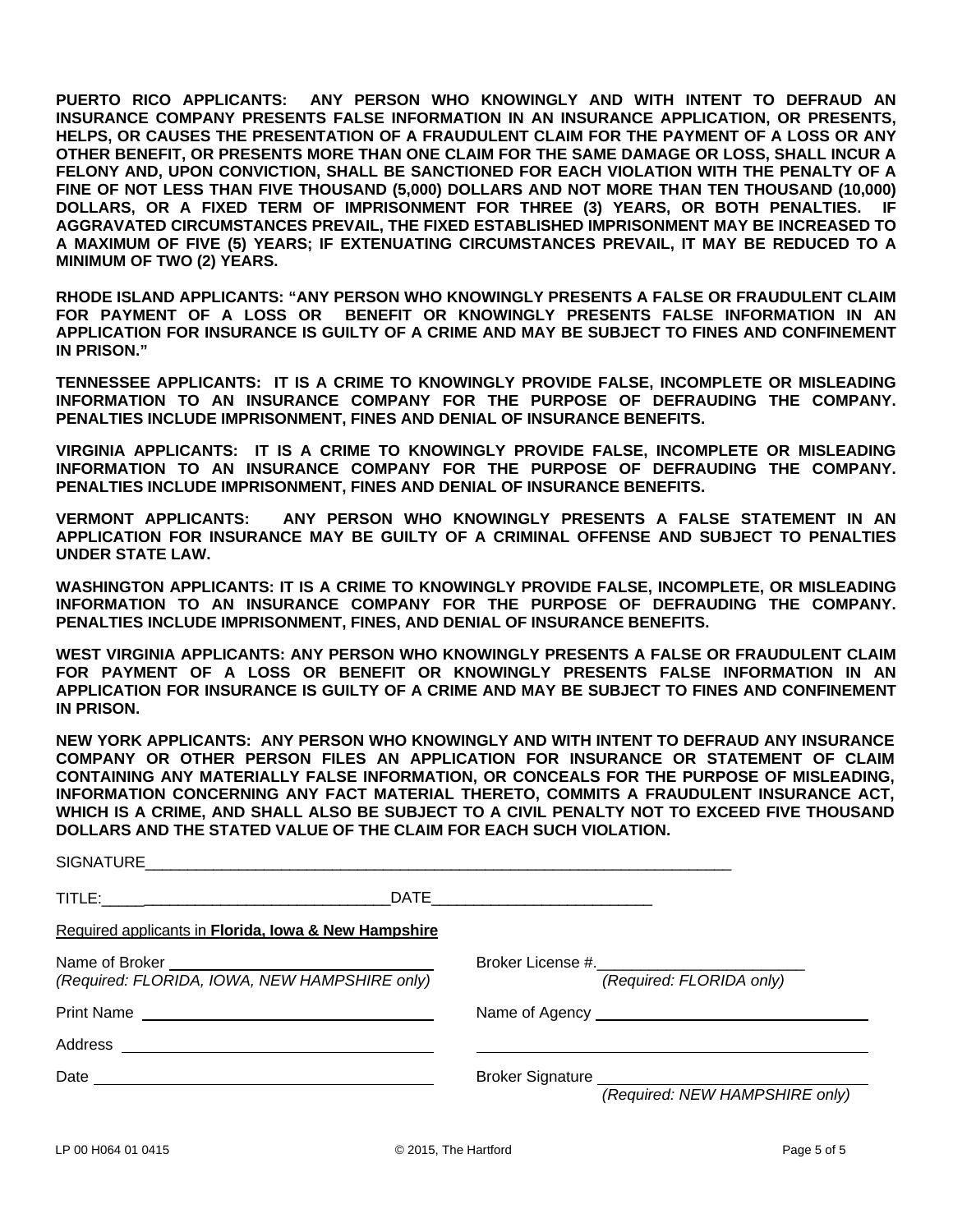**PUERTO RICO APPLICANTS: ANY PERSON WHO KNOWINGLY AND WITH INTENT TO DEFRAUD AN INSURANCE COMPANY PRESENTS FALSE INFORMATION IN AN INSURANCE APPLICATION, OR PRESENTS, HELPS, OR CAUSES THE PRESENTATION OF A FRAUDULENT CLAIM FOR THE PAYMENT OF A LOSS OR ANY OTHER BENEFIT, OR PRESENTS MORE THAN ONE CLAIM FOR THE SAME DAMAGE OR LOSS, SHALL INCUR A FELONY AND, UPON CONVICTION, SHALL BE SANCTIONED FOR EACH VIOLATION WITH THE PENALTY OF A FINE OF NOT LESS THAN FIVE THOUSAND (5,000) DOLLARS AND NOT MORE THAN TEN THOUSAND (10,000) DOLLARS, OR A FIXED TERM OF IMPRISONMENT FOR THREE (3) YEARS, OR BOTH PENALTIES. IF AGGRAVATED CIRCUMSTANCES PREVAIL, THE FIXED ESTABLISHED IMPRISONMENT MAY BE INCREASED TO A MAXIMUM OF FIVE (5) YEARS; IF EXTENUATING CIRCUMSTANCES PREVAIL, IT MAY BE REDUCED TO A MINIMUM OF TWO (2) YEARS.**

**RHODE ISLAND APPLICANTS: "ANY PERSON WHO KNOWINGLY PRESENTS A FALSE OR FRAUDULENT CLAIM FOR PAYMENT OF A LOSS OR BENEFIT OR KNOWINGLY PRESENTS FALSE INFORMATION IN AN APPLICATION FOR INSURANCE IS GUILTY OF A CRIME AND MAY BE SUBJECT TO FINES AND CONFINEMENT IN PRISON."**

**TENNESSEE APPLICANTS: IT IS A CRIME TO KNOWINGLY PROVIDE FALSE, INCOMPLETE OR MISLEADING INFORMATION TO AN INSURANCE COMPANY FOR THE PURPOSE OF DEFRAUDING THE COMPANY. PENALTIES INCLUDE IMPRISONMENT, FINES AND DENIAL OF INSURANCE BENEFITS.**

**VIRGINIA APPLICANTS: IT IS A CRIME TO KNOWINGLY PROVIDE FALSE, INCOMPLETE OR MISLEADING INFORMATION TO AN INSURANCE COMPANY FOR THE PURPOSE OF DEFRAUDING THE COMPANY. PENALTIES INCLUDE IMPRISONMENT, FINES AND DENIAL OF INSURANCE BENEFITS.**

**VERMONT APPLICANTS: ANY PERSON WHO KNOWINGLY PRESENTS A FALSE STATEMENT IN AN APPLICATION FOR INSURANCE MAY BE GUILTY OF A CRIMINAL OFFENSE AND SUBJECT TO PENALTIES UNDER STATE LAW.**

**WASHINGTON APPLICANTS: IT IS A CRIME TO KNOWINGLY PROVIDE FALSE, INCOMPLETE, OR MISLEADING INFORMATION TO AN INSURANCE COMPANY FOR THE PURPOSE OF DEFRAUDING THE COMPANY. PENALTIES INCLUDE IMPRISONMENT, FINES, AND DENIAL OF INSURANCE BENEFITS.**

**WEST VIRGINIA APPLICANTS: ANY PERSON WHO KNOWINGLY PRESENTS A FALSE OR FRAUDULENT CLAIM FOR PAYMENT OF A LOSS OR BENEFIT OR KNOWINGLY PRESENTS FALSE INFORMATION IN AN APPLICATION FOR INSURANCE IS GUILTY OF A CRIME AND MAY BE SUBJECT TO FINES AND CONFINEMENT IN PRISON.**

**NEW YORK APPLICANTS: ANY PERSON WHO KNOWINGLY AND WITH INTENT TO DEFRAUD ANY INSURANCE COMPANY OR OTHER PERSON FILES AN APPLICATION FOR INSURANCE OR STATEMENT OF CLAIM CONTAINING ANY MATERIALLY FALSE INFORMATION, OR CONCEALS FOR THE PURPOSE OF MISLEADING, INFORMATION CONCERNING ANY FACT MATERIAL THERETO, COMMITS A FRAUDULENT INSURANCE ACT, WHICH IS A CRIME, AND SHALL ALSO BE SUBJECT TO A CIVIL PENALTY NOT TO EXCEED FIVE THOUSAND DOLLARS AND THE STATED VALUE OF THE CLAIM FOR EACH SUCH VIOLATION.**

SIGNATURE______________________________________________________________________

TITLE:_________________________________DATE_________________________

Required applicants in **Florida, Iowa & New Hampshire**

Name of Broker ______________________________
*(Required: FLORIDA, IOWA, NEW HAMPSHIRE only)*

Broker License #.________________________
*(Required: FLORIDA only)*

Print Name ______________________________

Name of Agency ______________________________

Address ______________________________

______________________________

Date ______________________________

Broker Signature ______________________________
*(Required: NEW HAMPSHIRE only)*

LP 00 H064 01 0415 © 2015, The Hartford